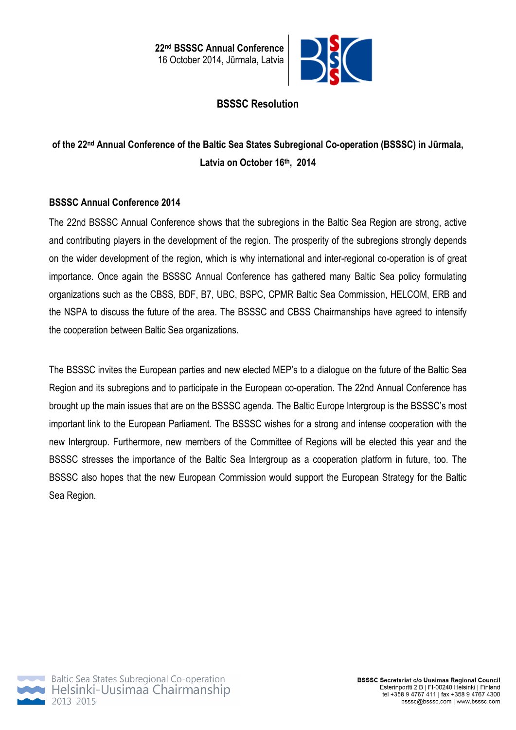22nd BSSSC Annual Conference
16 October 2014, Jūrmala, Latvia

# BSSSC Resolution

## of the 22nd Annual Conference of the Baltic Sea States Subregional Co-operation (BSSSC) in Jūrmala, Latvia on October 16th, 2014

### BSSSC Annual Conference 2014

The 22nd BSSSC Annual Conference shows that the subregions in the Baltic Sea Region are strong, active and contributing players in the development of the region. The prosperity of the subregions strongly depends on the wider development of the region, which is why international and inter-regional co-operation is of great importance. Once again the BSSSC Annual Conference has gathered many Baltic Sea policy formulating organizations such as the CBSS, BDF, B7, UBC, BSPC, CPMR Baltic Sea Commission, HELCOM, ERB and the NSPA to discuss the future of the area. The BSSSC and CBSS Chairmanships have agreed to intensify the cooperation between Baltic Sea organizations.

The BSSSC invites the European parties and new elected MEP's to a dialogue on the future of the Baltic Sea Region and its subregions and to participate in the European co-operation. The 22nd Annual Conference has brought up the main issues that are on the BSSSC agenda. The Baltic Europe Intergroup is the BSSSC's most important link to the European Parliament. The BSSSC wishes for a strong and intense cooperation with the new Intergroup. Furthermore, new members of the Committee of Regions will be elected this year and the BSSSC stresses the importance of the Baltic Sea Intergroup as a cooperation platform in future, too. The BSSSC also hopes that the new European Commission would support the European Strategy for the Baltic Sea Region.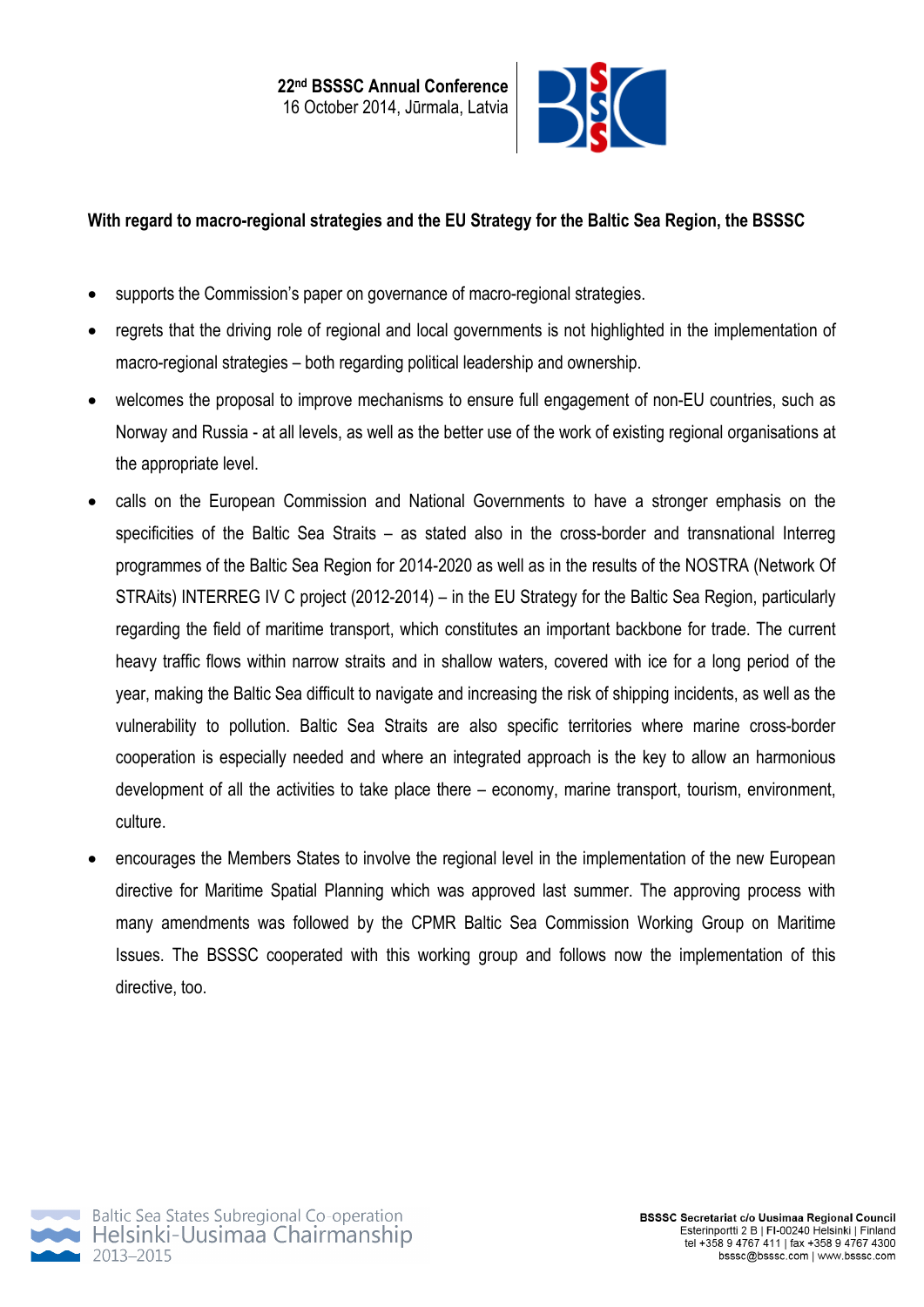**With regard to macro-regional strategies and the EU Strategy for the Baltic Sea Region, the BSSSC**

- supports the Commission's paper on governance of macro-regional strategies.
- regrets that the driving role of regional and local governments is not highlighted in the implementation of macro-regional strategies – both regarding political leadership and ownership.
- welcomes the proposal to improve mechanisms to ensure full engagement of non-EU countries, such as Norway and Russia - at all levels, as well as the better use of the work of existing regional organisations at the appropriate level.
- calls on the European Commission and National Governments to have a stronger emphasis on the specificities of the Baltic Sea Straits – as stated also in the cross-border and transnational Interreg programmes of the Baltic Sea Region for 2014-2020 as well as in the results of the NOSTRA (Network Of STRAits) INTERREG IV C project (2012-2014) – in the EU Strategy for the Baltic Sea Region, particularly regarding the field of maritime transport, which constitutes an important backbone for trade. The current heavy traffic flows within narrow straits and in shallow waters, covered with ice for a long period of the year, making the Baltic Sea difficult to navigate and increasing the risk of shipping incidents, as well as the vulnerability to pollution. Baltic Sea Straits are also specific territories where marine cross-border cooperation is especially needed and where an integrated approach is the key to allow an harmonious development of all the activities to take place there – economy, marine transport, tourism, environment, culture.
- encourages the Members States to involve the regional level in the implementation of the new European directive for Maritime Spatial Planning which was approved last summer. The approving process with many amendments was followed by the CPMR Baltic Sea Commission Working Group on Maritime Issues. The BSSSC cooperated with this working group and follows now the implementation of this directive, too.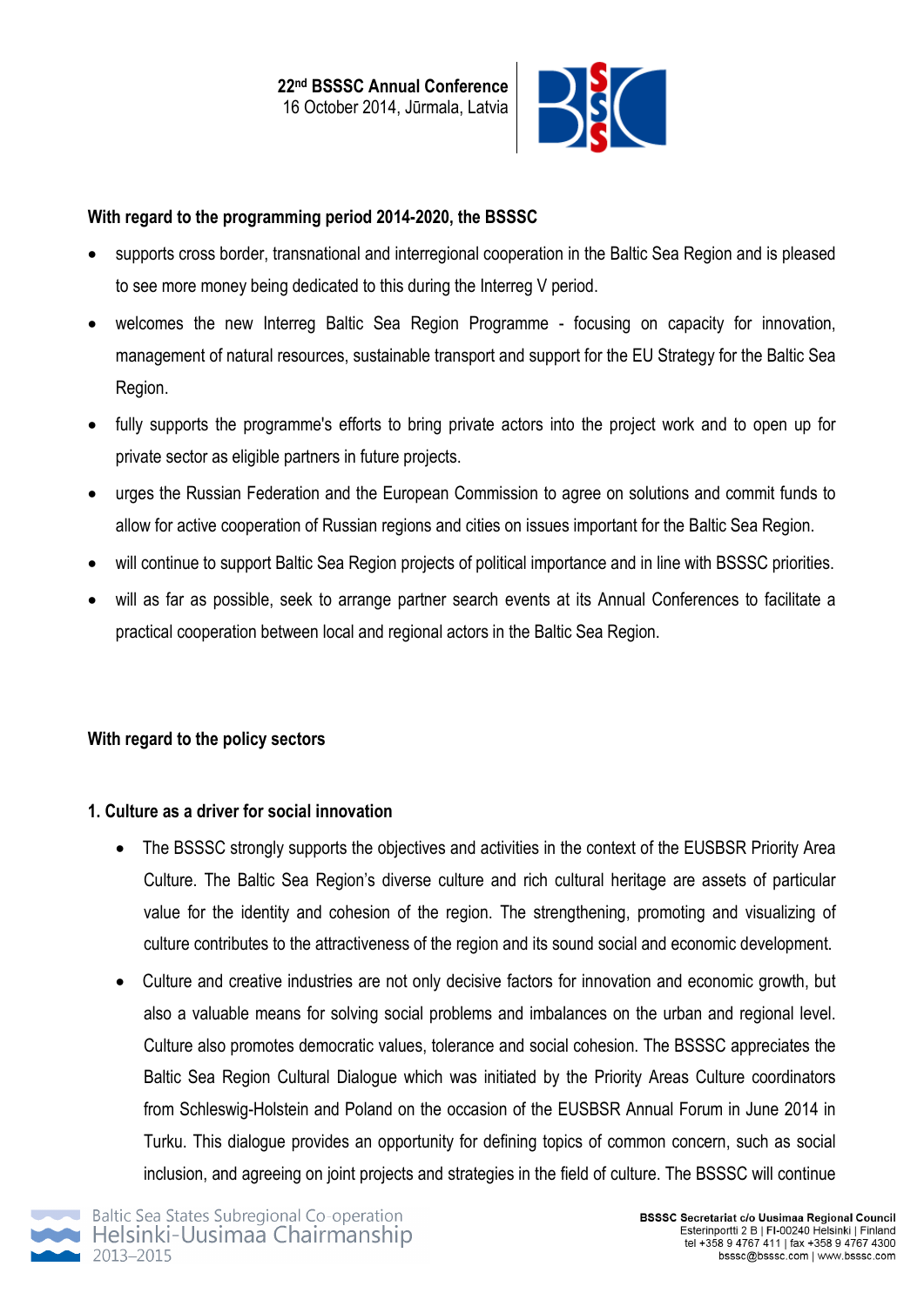**With regard to the programming period 2014-2020, the BSSSC**

- supports cross border, transnational and interregional cooperation in the Baltic Sea Region and is pleased to see more money being dedicated to this during the Interreg V period.
- welcomes the new Interreg Baltic Sea Region Programme - focusing on capacity for innovation, management of natural resources, sustainable transport and support for the EU Strategy for the Baltic Sea Region.
- fully supports the programme's efforts to bring private actors into the project work and to open up for private sector as eligible partners in future projects.
- urges the Russian Federation and the European Commission to agree on solutions and commit funds to allow for active cooperation of Russian regions and cities on issues important for the Baltic Sea Region.
- will continue to support Baltic Sea Region projects of political importance and in line with BSSSC priorities.
- will as far as possible, seek to arrange partner search events at its Annual Conferences to facilitate a practical cooperation between local and regional actors in the Baltic Sea Region.

**With regard to the policy sectors**

**1. Culture as a driver for social innovation**

- The BSSSC strongly supports the objectives and activities in the context of the EUSBSR Priority Area Culture. The Baltic Sea Region's diverse culture and rich cultural heritage are assets of particular value for the identity and cohesion of the region. The strengthening, promoting and visualizing of culture contributes to the attractiveness of the region and its sound social and economic development.
- Culture and creative industries are not only decisive factors for innovation and economic growth, but also a valuable means for solving social problems and imbalances on the urban and regional level. Culture also promotes democratic values, tolerance and social cohesion. The BSSSC appreciates the Baltic Sea Region Cultural Dialogue which was initiated by the Priority Areas Culture coordinators from Schleswig-Holstein and Poland on the occasion of the EUSBSR Annual Forum in June 2014 in Turku. This dialogue provides an opportunity for defining topics of common concern, such as social inclusion, and agreeing on joint projects and strategies in the field of culture. The BSSSC will continue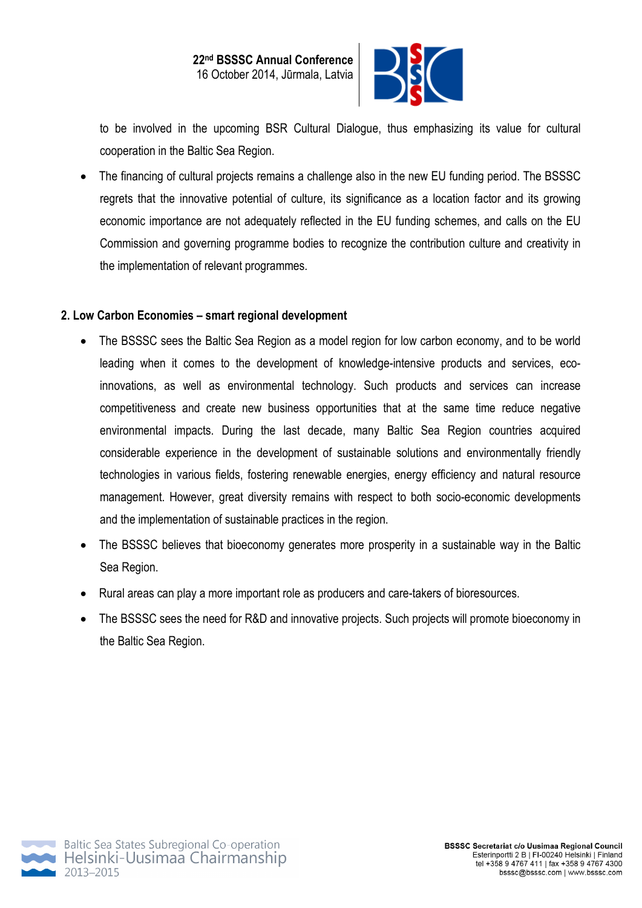to be involved in the upcoming BSR Cultural Dialogue, thus emphasizing its value for cultural cooperation in the Baltic Sea Region.

- The financing of cultural projects remains a challenge also in the new EU funding period. The BSSSC regrets that the innovative potential of culture, its significance as a location factor and its growing economic importance are not adequately reflected in the EU funding schemes, and calls on the EU Commission and governing programme bodies to recognize the contribution culture and creativity in the implementation of relevant programmes.

## 2. Low Carbon Economies – smart regional development

- The BSSSC sees the Baltic Sea Region as a model region for low carbon economy, and to be world leading when it comes to the development of knowledge-intensive products and services, eco-innovations, as well as environmental technology. Such products and services can increase competitiveness and create new business opportunities that at the same time reduce negative environmental impacts. During the last decade, many Baltic Sea Region countries acquired considerable experience in the development of sustainable solutions and environmentally friendly technologies in various fields, fostering renewable energies, energy efficiency and natural resource management. However, great diversity remains with respect to both socio-economic developments and the implementation of sustainable practices in the region.
- The BSSSC believes that bioeconomy generates more prosperity in a sustainable way in the Baltic Sea Region.
- Rural areas can play a more important role as producers and care-takers of bioresources.
- The BSSSC sees the need for R&D and innovative projects. Such projects will promote bioeconomy in the Baltic Sea Region.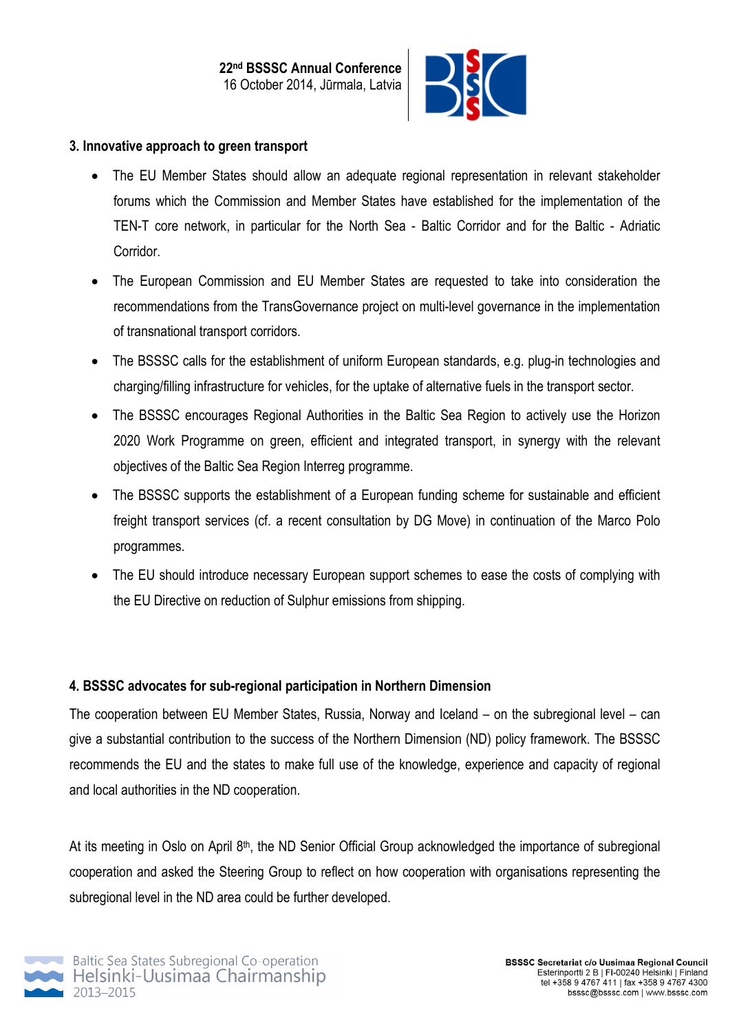### 3. Innovative approach to green transport

- The EU Member States should allow an adequate regional representation in relevant stakeholder forums which the Commission and Member States have established for the implementation of the TEN-T core network, in particular for the North Sea - Baltic Corridor and for the Baltic - Adriatic Corridor.
- The European Commission and EU Member States are requested to take into consideration the recommendations from the TransGovernance project on multi-level governance in the implementation of transnational transport corridors.
- The BSSSC calls for the establishment of uniform European standards, e.g. plug-in technologies and charging/filling infrastructure for vehicles, for the uptake of alternative fuels in the transport sector.
- The BSSSC encourages Regional Authorities in the Baltic Sea Region to actively use the Horizon 2020 Work Programme on green, efficient and integrated transport, in synergy with the relevant objectives of the Baltic Sea Region Interreg programme.
- The BSSSC supports the establishment of a European funding scheme for sustainable and efficient freight transport services (cf. a recent consultation by DG Move) in continuation of the Marco Polo programmes.
- The EU should introduce necessary European support schemes to ease the costs of complying with the EU Directive on reduction of Sulphur emissions from shipping.

### 4. BSSSC advocates for sub-regional participation in Northern Dimension

The cooperation between EU Member States, Russia, Norway and Iceland – on the subregional level – can give a substantial contribution to the success of the Northern Dimension (ND) policy framework. The BSSSC recommends the EU and the states to make full use of the knowledge, experience and capacity of regional and local authorities in the ND cooperation.

At its meeting in Oslo on April 8th, the ND Senior Official Group acknowledged the importance of subregional cooperation and asked the Steering Group to reflect on how cooperation with organisations representing the subregional level in the ND area could be further developed.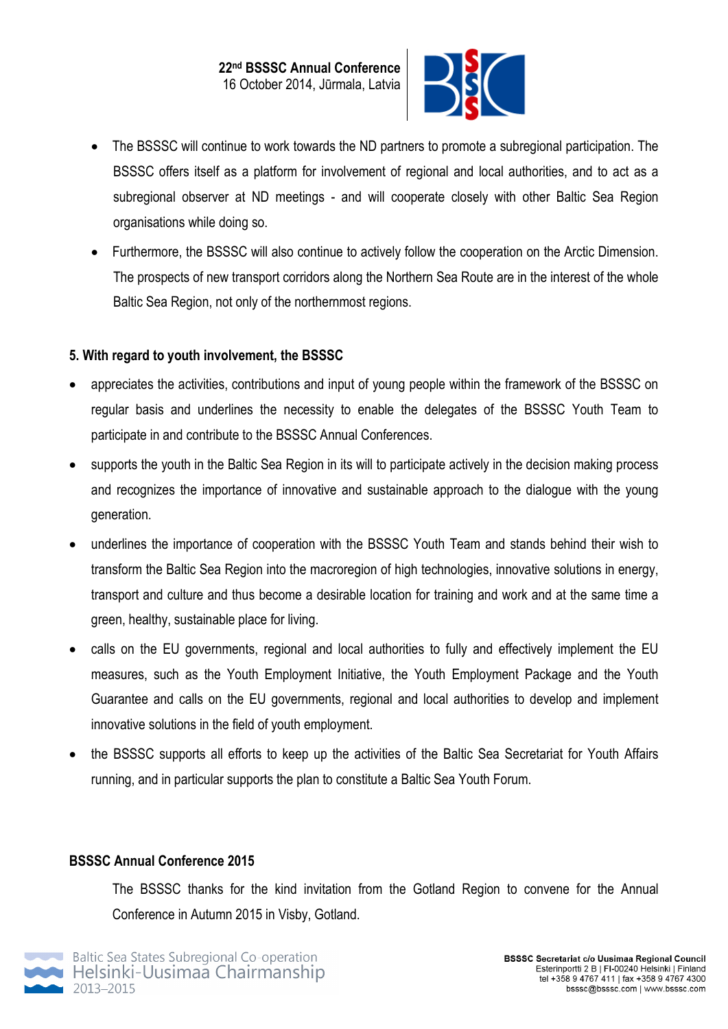- The BSSSC will continue to work towards the ND partners to promote a subregional participation. The BSSSC offers itself as a platform for involvement of regional and local authorities, and to act as a subregional observer at ND meetings - and will cooperate closely with other Baltic Sea Region organisations while doing so.
- Furthermore, the BSSSC will also continue to actively follow the cooperation on the Arctic Dimension. The prospects of new transport corridors along the Northern Sea Route are in the interest of the whole Baltic Sea Region, not only of the northernmost regions.

**5. With regard to youth involvement, the BSSSC**

- appreciates the activities, contributions and input of young people within the framework of the BSSSC on regular basis and underlines the necessity to enable the delegates of the BSSSC Youth Team to participate in and contribute to the BSSSC Annual Conferences.
- supports the youth in the Baltic Sea Region in its will to participate actively in the decision making process and recognizes the importance of innovative and sustainable approach to the dialogue with the young generation.
- underlines the importance of cooperation with the BSSSC Youth Team and stands behind their wish to transform the Baltic Sea Region into the macroregion of high technologies, innovative solutions in energy, transport and culture and thus become a desirable location for training and work and at the same time a green, healthy, sustainable place for living.
- calls on the EU governments, regional and local authorities to fully and effectively implement the EU measures, such as the Youth Employment Initiative, the Youth Employment Package and the Youth Guarantee and calls on the EU governments, regional and local authorities to develop and implement innovative solutions in the field of youth employment.
- the BSSSC supports all efforts to keep up the activities of the Baltic Sea Secretariat for Youth Affairs running, and in particular supports the plan to constitute a Baltic Sea Youth Forum.

**BSSSC Annual Conference 2015**

The BSSSC thanks for the kind invitation from the Gotland Region to convene for the Annual Conference in Autumn 2015 in Visby, Gotland.